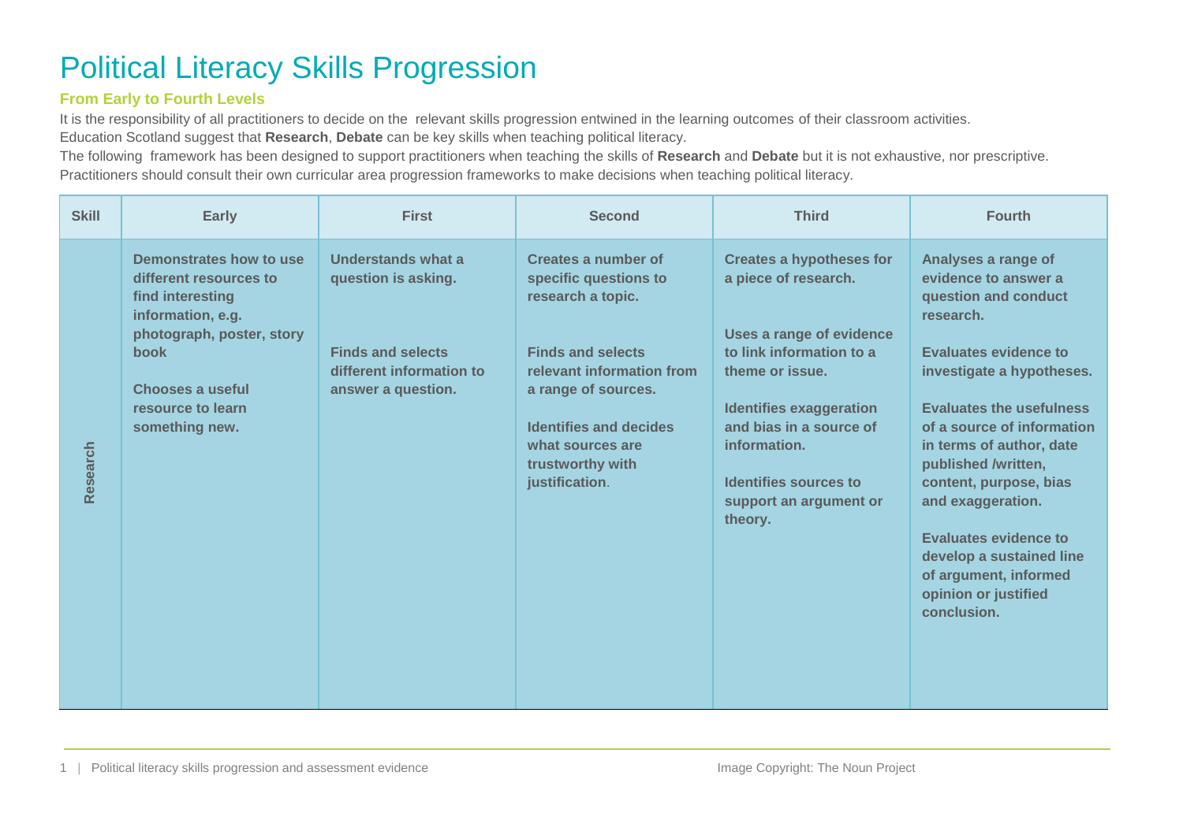# Political Literacy Skills Progression

### From Early to Fourth Levels

It is the responsibility of all practitioners to decide on the relevant skills progression entwined in the learning outcomes of their classroom activities.
Education Scotland suggest that **Research**, **Debate** can be key skills when teaching political literacy.
The following framework has been designed to support practitioners when teaching the skills of **Research** and **Debate** but it is not exhaustive, nor prescriptive.
Practitioners should consult their own curricular area progression frameworks to make decisions when teaching political literacy.

| Skill | Early | First | Second | Third | Fourth |
|---|---|---|---|---|---|
| Research | **Demonstrates how to use different resources to find interesting information, e.g. photograph, poster, story book**<br><br>**Chooses a useful resource to learn something new.** | **Understands what a question is asking.**<br><br>**Finds and selects different information to answer a question.** | **Creates a number of specific questions to research a topic.**<br><br>**Finds and selects relevant information from a range of sources.**<br><br>**Identifies and decides what sources are trustworthy with justification**. | **Creates a hypotheses for a piece of research.**<br><br>**Uses a range of evidence to link information to a theme or issue.**<br><br>**Identifies exaggeration and bias in a source of information.**<br><br>**Identifies sources to support an argument or theory.** | **Analyses a range of evidence to answer a question and conduct research.**<br><br>**Evaluates evidence to investigate a hypotheses.**<br><br>**Evaluates the usefulness of a source of information in terms of author, date published /written, content, purpose, bias and exaggeration.**<br><br>**Evaluates evidence to develop a sustained line of argument, informed opinion or justified conclusion.** |

Image Copyright: The Noun Project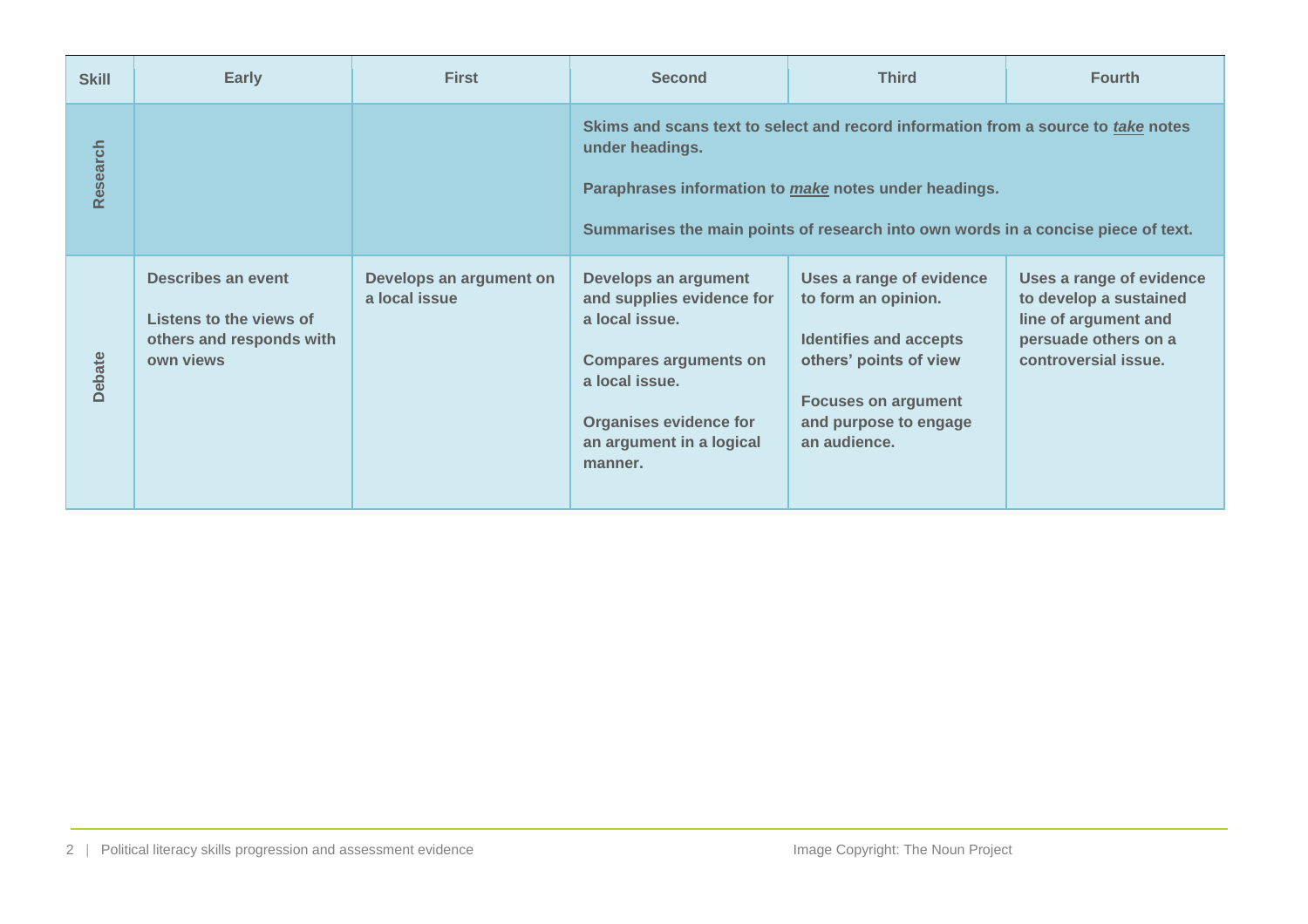| Skill | Early | First | Second | Third | Fourth |
|---|---|---|---|---|---|
| Research | | | Skims and scans text to select and record information from a source to ***take*** notes under headings.<br><br>Paraphrases information to ***make*** notes under headings.<br><br>Summarises the main points of research into own words in a concise piece of text. | | |
| Debate | Describes an event<br><br>Listens to the views of others and responds with own views | Develops an argument on a local issue | Develops an argument and supplies evidence for a local issue.<br><br>Compares arguments on a local issue.<br><br>Organises evidence for an argument in a logical manner. | Uses a range of evidence to form an opinion.<br><br>Identifies and accepts others' points of view<br><br>Focuses on argument and purpose to engage an audience. | Uses a range of evidence to develop a sustained line of argument and persuade others on a controversial issue. |

Image Copyright: The Noun Project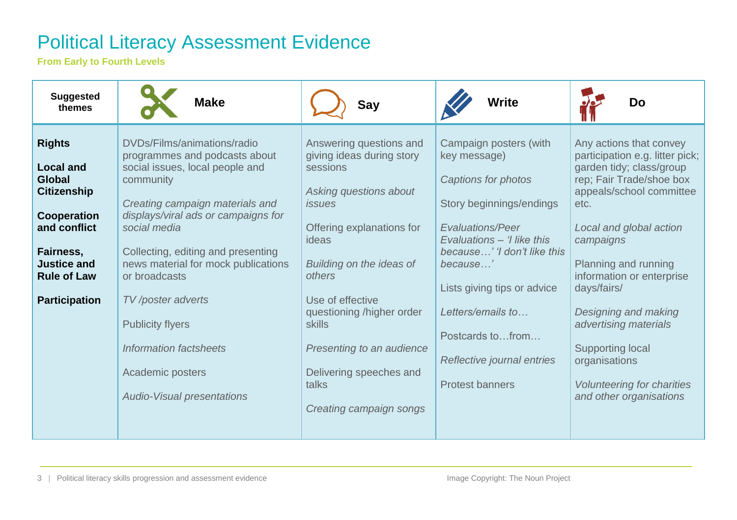# Political Literacy Assessment Evidence

**From Early to Fourth Levels**

| Suggested themes | Make | Say | Write | Do |
|---|---|---|---|---|
| **Rights**<br><br>**Local and Global Citizenship**<br><br>**Cooperation and conflict**<br><br>**Fairness, Justice and Rule of Law**<br><br>**Participation** | DVDs/Films/animations/radio programmes and podcasts about social issues, local people and community<br><br>*Creating campaign materials and displays/viral ads or campaigns for social media*<br><br>Collecting, editing and presenting news material for mock publications or broadcasts<br><br>*TV /poster adverts*<br><br>Publicity flyers<br><br>*Information factsheets*<br><br>Academic posters<br><br>*Audio-Visual presentations* | Answering questions and giving ideas during story sessions<br><br>*Asking questions about issues*<br><br>Offering explanations for ideas<br><br>*Building on the ideas of others*<br><br>Use of effective questioning /higher order skills<br><br>*Presenting to an audience*<br><br>Delivering speeches and talks<br><br>*Creating campaign songs* | Campaign posters (with key message)<br><br>*Captions for photos*<br><br>Story beginnings/endings<br><br>*Evaluations/Peer Evaluations – 'I like this because…' 'I don't like this because…'*<br><br>Lists giving tips or advice<br><br>*Letters/emails to…*<br><br>Postcards to…from…<br><br>*Reflective journal entries*<br><br>Protest banners | Any actions that convey participation e.g. litter pick; garden tidy; class/group rep; Fair Trade/shoe box appeals/school committee etc.<br><br>*Local and global action campaigns*<br><br>Planning and running information or enterprise days/fairs/<br><br>*Designing and making advertising materials*<br><br>Supporting local organisations<br><br>*Volunteering for charities and other organisations* |

Image Copyright: The Noun Project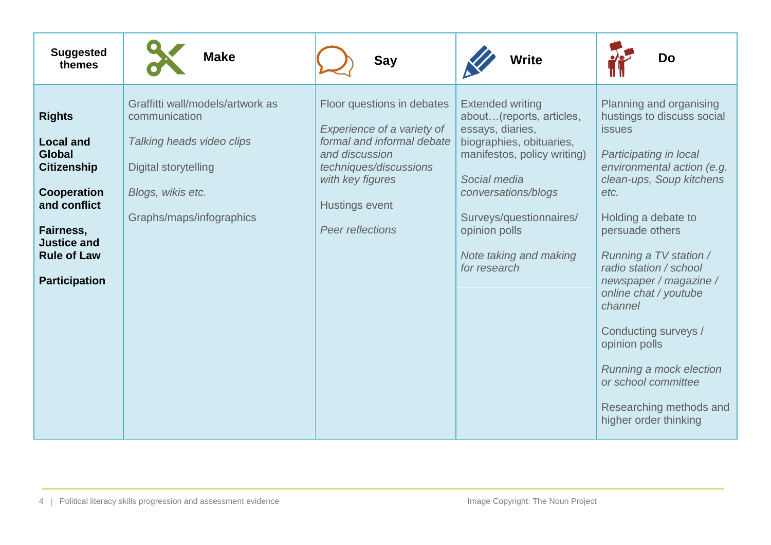| Suggested themes | Make | Say | Write | Do |
|---|---|---|---|---|
| **Rights**<br><br>**Local and Global Citizenship**<br><br>**Cooperation and conflict**<br><br>**Fairness, Justice and Rule of Law**<br><br>**Participation** | Graffitti wall/models/artwork as communication<br><br>*Talking heads video clips*<br><br>Digital storytelling<br><br>*Blogs, wikis etc.*<br><br>Graphs/maps/infographics | Floor questions in debates<br><br>*Experience of a variety of formal and informal debate and discussion techniques/discussions with key figures*<br><br>Hustings event<br><br>*Peer reflections* | Extended writing about…(reports, articles, essays, diaries, biographies, obituaries, manifestos, policy writing)<br><br>*Social media conversations/blogs*<br><br>Surveys/questionnaires/ opinion polls<br><br>*Note taking and making for research* | Planning and organising hustings to discuss social issues<br><br>*Participating in local environmental action (e.g. clean-ups, Soup kitchens etc.*<br><br>Holding a debate to persuade others<br><br>*Running a TV station / radio station / school newspaper / magazine / online chat / youtube channel*<br><br>Conducting surveys / opinion polls<br><br>*Running a mock election or school committee*<br><br>Researching methods and higher order thinking |

Political literacy skills progression and assessment evidence

Image Copyright: The Noun Project